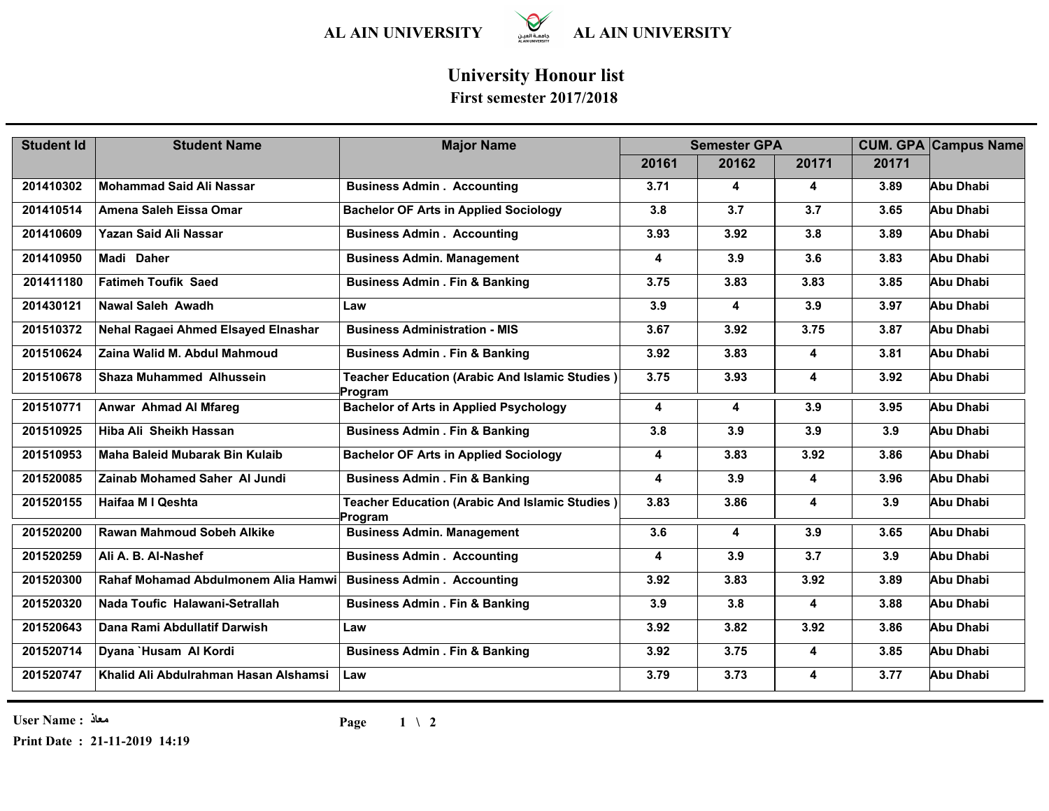AL AIN UNIVERSITY AL AIN UNIVERSITY

# University Honour list

## First semester 2017/2018

| Student Id | Student Name | Major Name | Semester GPA | | | CUM. GPA | Campus Name |
|---|---|---|---|---|---|---|---|
| | | | 20161 | 20162 | 20171 | 20171 | |
| 201410302 | Mohammad Said Ali Nassar | Business Admin . Accounting | 3.71 | 4 | 4 | 3.89 | Abu Dhabi |
| 201410514 | Amena Saleh Eissa Omar | Bachelor OF Arts in Applied Sociology | 3.8 | 3.7 | 3.7 | 3.65 | Abu Dhabi |
| 201410609 | Yazan Said Ali Nassar | Business Admin . Accounting | 3.93 | 3.92 | 3.8 | 3.89 | Abu Dhabi |
| 201410950 | Madi Daher | Business Admin. Management | 4 | 3.9 | 3.6 | 3.83 | Abu Dhabi |
| 201411180 | Fatimeh Toufik Saed | Business Admin . Fin & Banking | 3.75 | 3.83 | 3.83 | 3.85 | Abu Dhabi |
| 201430121 | Nawal Saleh Awadh | Law | 3.9 | 4 | 3.9 | 3.97 | Abu Dhabi |
| 201510372 | Nehal Ragaei Ahmed Elsayed Elnashar | Business Administration - MIS | 3.67 | 3.92 | 3.75 | 3.87 | Abu Dhabi |
| 201510624 | Zaina Walid M. Abdul Mahmoud | Business Admin . Fin & Banking | 3.92 | 3.83 | 4 | 3.81 | Abu Dhabi |
| 201510678 | Shaza Muhammed Alhussein | Teacher Education (Arabic And Islamic Studies ) Program | 3.75 | 3.93 | 4 | 3.92 | Abu Dhabi |
| 201510771 | Anwar Ahmad Al Mfareg | Bachelor of Arts in Applied Psychology | 4 | 4 | 3.9 | 3.95 | Abu Dhabi |
| 201510925 | Hiba Ali Sheikh Hassan | Business Admin . Fin & Banking | 3.8 | 3.9 | 3.9 | 3.9 | Abu Dhabi |
| 201510953 | Maha Baleid Mubarak Bin Kulaib | Bachelor OF Arts in Applied Sociology | 4 | 3.83 | 3.92 | 3.86 | Abu Dhabi |
| 201520085 | Zainab Mohamed Saher Al Jundi | Business Admin . Fin & Banking | 4 | 3.9 | 4 | 3.96 | Abu Dhabi |
| 201520155 | Haifaa M I Qeshta | Teacher Education (Arabic And Islamic Studies ) Program | 3.83 | 3.86 | 4 | 3.9 | Abu Dhabi |
| 201520200 | Rawan Mahmoud Sobeh Alkike | Business Admin. Management | 3.6 | 4 | 3.9 | 3.65 | Abu Dhabi |
| 201520259 | Ali A. B. Al-Nashef | Business Admin . Accounting | 4 | 3.9 | 3.7 | 3.9 | Abu Dhabi |
| 201520300 | Rahaf Mohamad Abdulmonem Alia Hamwi | Business Admin . Accounting | 3.92 | 3.83 | 3.92 | 3.89 | Abu Dhabi |
| 201520320 | Nada Toufic Halawani-Setrallah | Business Admin . Fin & Banking | 3.9 | 3.8 | 4 | 3.88 | Abu Dhabi |
| 201520643 | Dana Rami Abdullatif Darwish | Law | 3.92 | 3.82 | 3.92 | 3.86 | Abu Dhabi |
| 201520714 | Dyana `Husam Al Kordi | Business Admin . Fin & Banking | 3.92 | 3.75 | 4 | 3.85 | Abu Dhabi |
| 201520747 | Khalid Ali Abdulrahman Hasan Alshamsi | Law | 3.79 | 3.73 | 4 | 3.77 | Abu Dhabi |

User Name : معاذ

Print Date : 21-11-2019 14:19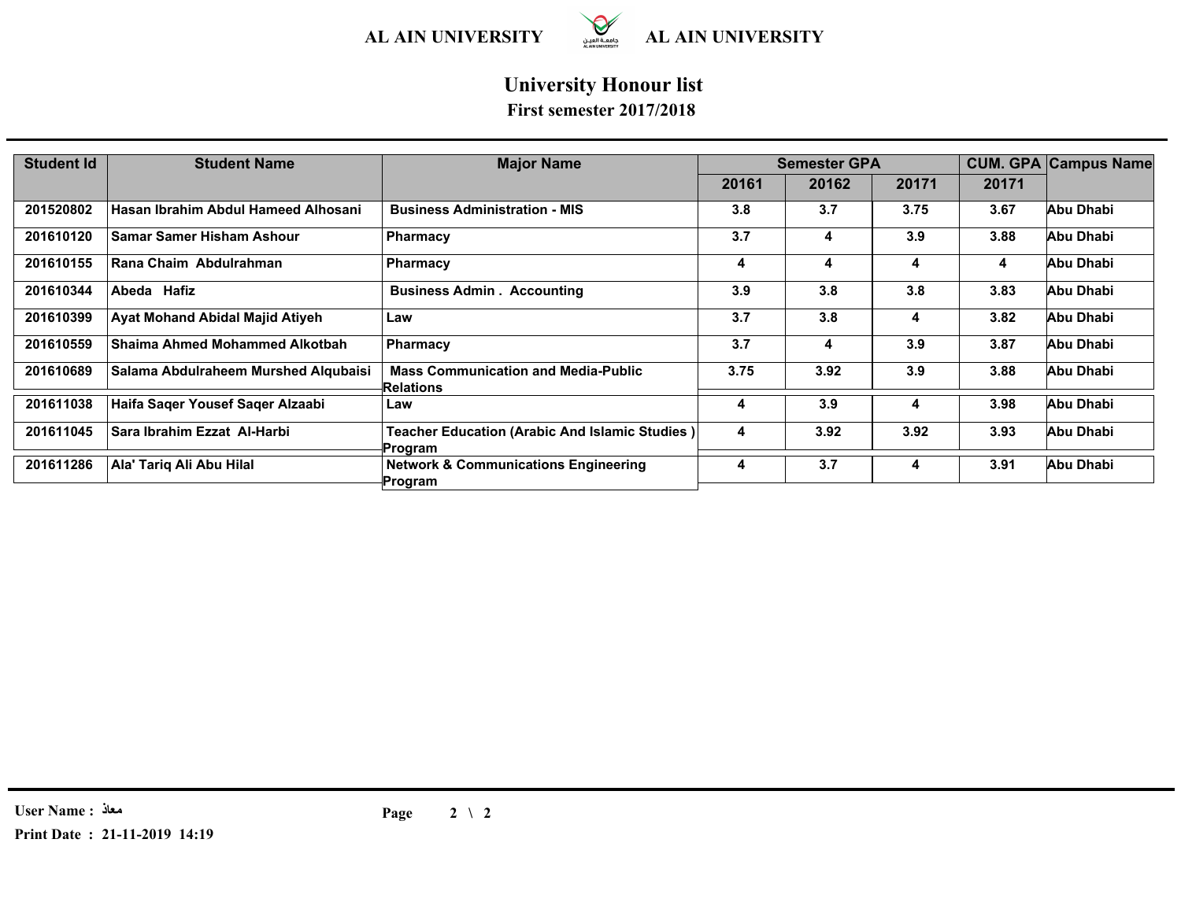AL AIN UNIVERSITY AL AIN UNIVERSITY

# University Honour list

## First semester 2017/2018

| Student Id | Student Name | Major Name | Semester GPA | | | CUM. GPA | Campus Name |
|---|---|---|---|---|---|---|---|
| | | | 20161 | 20162 | 20171 | 20171 | |
| 201520802 | Hasan Ibrahim Abdul Hameed Alhosani | Business Administration - MIS | 3.8 | 3.7 | 3.75 | 3.67 | Abu Dhabi |
| 201610120 | Samar Samer Hisham Ashour | Pharmacy | 3.7 | 4 | 3.9 | 3.88 | Abu Dhabi |
| 201610155 | Rana Chaim Abdulrahman | Pharmacy | 4 | 4 | 4 | 4 | Abu Dhabi |
| 201610344 | Abeda Hafiz | Business Admin . Accounting | 3.9 | 3.8 | 3.8 | 3.83 | Abu Dhabi |
| 201610399 | Ayat Mohand Abidal Majid Atiyeh | Law | 3.7 | 3.8 | 4 | 3.82 | Abu Dhabi |
| 201610559 | Shaima Ahmed Mohammed Alkotbah | Pharmacy | 3.7 | 4 | 3.9 | 3.87 | Abu Dhabi |
| 201610689 | Salama Abdulraheem Murshed Alqubaisi | Mass Communication and Media-Public Relations | 3.75 | 3.92 | 3.9 | 3.88 | Abu Dhabi |
| 201611038 | Haifa Saqer Yousef Saqer Alzaabi | Law | 4 | 3.9 | 4 | 3.98 | Abu Dhabi |
| 201611045 | Sara Ibrahim Ezzat Al-Harbi | Teacher Education (Arabic And Islamic Studies ) Program | 4 | 3.92 | 3.92 | 3.93 | Abu Dhabi |
| 201611286 | Ala' Tariq Ali Abu Hilal | Network & Communications Engineering Program | 4 | 3.7 | 4 | 3.91 | Abu Dhabi |

User Name : معاذ

Print Date : 21-11-2019 14:19